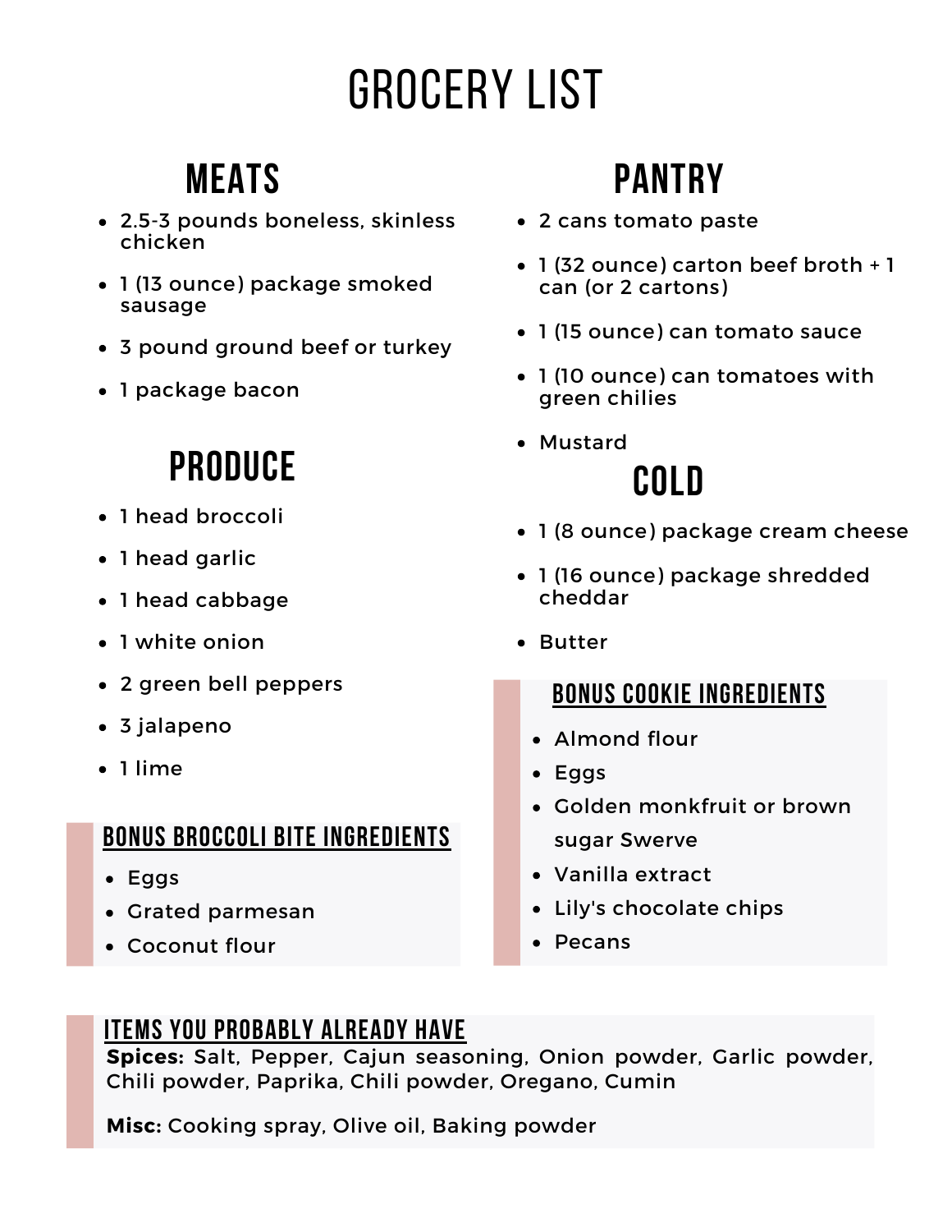# GROCERY LIST

## MEATS

- 2.5-3 pounds boneless, skinless chicken
- 1 (13 ounce) package smoked sausage
- 3 pound ground beef or turkey
- 1 package bacon

## PRODUCE

- 1 head broccoli
- 1 head garlic
- 1 head cabbage
- 1 white onion
- 2 green bell peppers
- 3 jalapeno
- 1 lime

### BONUS BROCCOLI BITE INGREDIENTS

- Eggs
- Grated parmesan
- Coconut flour

## PANTRY

- 2 cans tomato paste
- 1 (32 ounce) carton beef broth + 1 can (or 2 cartons)
- 1 (15 ounce) can tomato sauce
- 1 (10 ounce) can tomatoes with green chilies
- Mustard

## COLD

- 1 (8 ounce) package cream cheese
- 1 (16 ounce) package shredded cheddar
- Butter

### BONUS COOKIE INGREDIENTS

- Almond flour
- Eggs
- Golden monkfruit or brown sugar Swerve
- Vanilla extract
- Lily's chocolate chips
- Pecans

### ITEMS YOU PROBABLY ALREADY HAVE

**Spices:** Salt, Pepper, Cajun seasoning, Onion powder, Garlic powder, Chili powder, Paprika, Chili powder, Oregano, Cumin

**Misc:** Cooking spray, Olive oil, Baking powder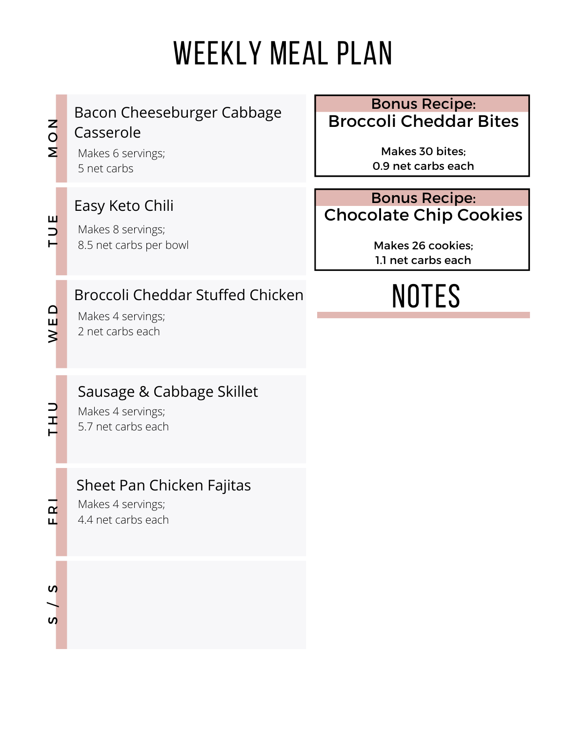# WEEKLY MEAL PLAN

**MON**

Bacon Cheeseburger Cabbage Casserole

Makes 6 servings;
5 net carbs

**TUE**

Easy Keto Chili

Makes 8 servings;
8.5 net carbs per bowl

**WED**

Broccoli Cheddar Stuffed Chicken

Makes 4 servings;
2 net carbs each

**THU**

Sausage & Cabbage Skillet

Makes 4 servings;
5.7 net carbs each

**FRI**

Sheet Pan Chicken Fajitas

Makes 4 servings;
4.4 net carbs each

**S / S**

**Bonus Recipe:**
**Broccoli Cheddar Bites**

**Makes 30 bites;**
**0.9 net carbs each**

**Bonus Recipe:**
**Chocolate Chip Cookies**

**Makes 26 cookies;**
**1.1 net carbs each**

## NOTES